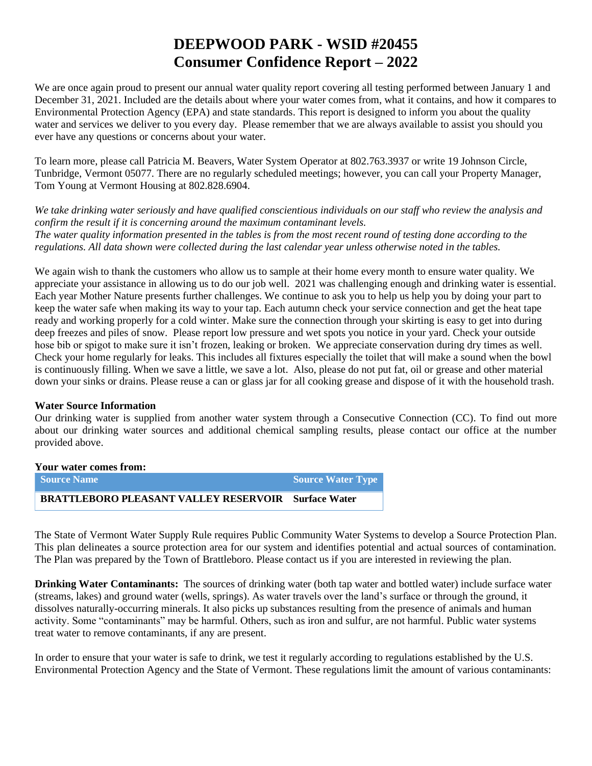# DEEPWOOD PARK - WSID #20455
# Consumer Confidence Report – 2022

We are once again proud to present our annual water quality report covering all testing performed between January 1 and December 31, 2021. Included are the details about where your water comes from, what it contains, and how it compares to Environmental Protection Agency (EPA) and state standards. This report is designed to inform you about the quality water and services we deliver to you every day. Please remember that we are always available to assist you should you ever have any questions or concerns about your water.

To learn more, please call Patricia M. Beavers, Water System Operator at 802.763.3937 or write 19 Johnson Circle, Tunbridge, Vermont 05077. There are no regularly scheduled meetings; however, you can call your Property Manager, Tom Young at Vermont Housing at 802.828.6904.

*We take drinking water seriously and have qualified conscientious individuals on our staff who review the analysis and confirm the result if it is concerning around the maximum contaminant levels.*
*The water quality information presented in the tables is from the most recent round of testing done according to the regulations. All data shown were collected during the last calendar year unless otherwise noted in the tables.*

We again wish to thank the customers who allow us to sample at their home every month to ensure water quality. We appreciate your assistance in allowing us to do our job well. 2021 was challenging enough and drinking water is essential. Each year Mother Nature presents further challenges. We continue to ask you to help us help you by doing your part to keep the water safe when making its way to your tap. Each autumn check your service connection and get the heat tape ready and working properly for a cold winter. Make sure the connection through your skirting is easy to get into during deep freezes and piles of snow. Please report low pressure and wet spots you notice in your yard. Check your outside hose bib or spigot to make sure it isn't frozen, leaking or broken. We appreciate conservation during dry times as well. Check your home regularly for leaks. This includes all fixtures especially the toilet that will make a sound when the bowl is continuously filling. When we save a little, we save a lot. Also, please do not put fat, oil or grease and other material down your sinks or drains. Please reuse a can or glass jar for all cooking grease and dispose of it with the household trash.

**Water Source Information**

Our drinking water is supplied from another water system through a Consecutive Connection (CC). To find out more about our drinking water sources and additional chemical sampling results, please contact our office at the number provided above.

**Your water comes from:**

| Source Name | Source Water Type |
| --- | --- |
| **BRATTLEBORO PLEASANT VALLEY RESERVOIR** | **Surface Water** |

The State of Vermont Water Supply Rule requires Public Community Water Systems to develop a Source Protection Plan. This plan delineates a source protection area for our system and identifies potential and actual sources of contamination. The Plan was prepared by the Town of Brattleboro. Please contact us if you are interested in reviewing the plan.

**Drinking Water Contaminants:** The sources of drinking water (both tap water and bottled water) include surface water (streams, lakes) and ground water (wells, springs). As water travels over the land's surface or through the ground, it dissolves naturally-occurring minerals. It also picks up substances resulting from the presence of animals and human activity. Some "contaminants" may be harmful. Others, such as iron and sulfur, are not harmful. Public water systems treat water to remove contaminants, if any are present.

In order to ensure that your water is safe to drink, we test it regularly according to regulations established by the U.S. Environmental Protection Agency and the State of Vermont. These regulations limit the amount of various contaminants: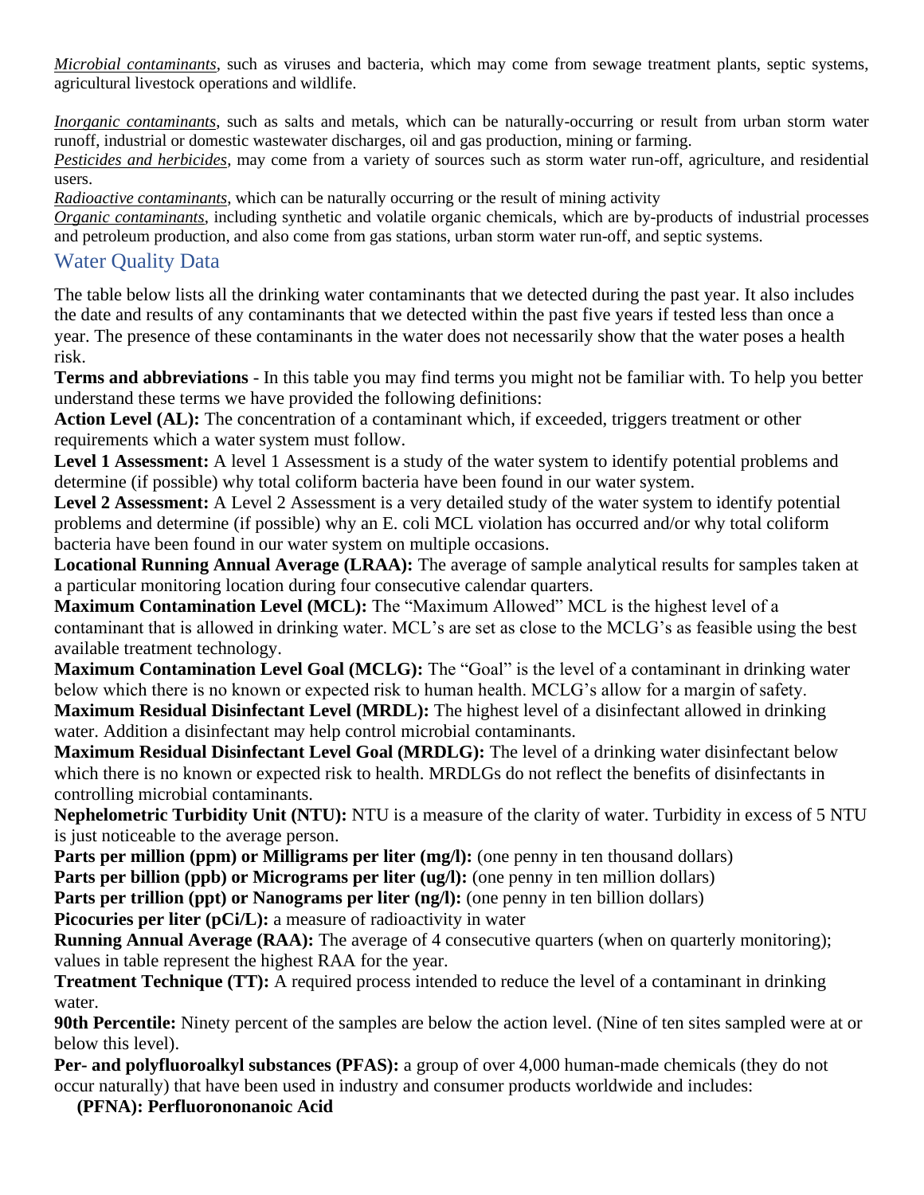*Microbial contaminants*, such as viruses and bacteria, which may come from sewage treatment plants, septic systems, agricultural livestock operations and wildlife.

*Inorganic contaminants*, such as salts and metals, which can be naturally-occurring or result from urban storm water runoff, industrial or domestic wastewater discharges, oil and gas production, mining or farming.

*Pesticides and herbicides*, may come from a variety of sources such as storm water run-off, agriculture, and residential users.

*Radioactive contaminants*, which can be naturally occurring or the result of mining activity

*Organic contaminants*, including synthetic and volatile organic chemicals, which are by-products of industrial processes and petroleum production, and also come from gas stations, urban storm water run-off, and septic systems.

## Water Quality Data

The table below lists all the drinking water contaminants that we detected during the past year. It also includes the date and results of any contaminants that we detected within the past five years if tested less than once a year. The presence of these contaminants in the water does not necessarily show that the water poses a health risk.

**Terms and abbreviations** - In this table you may find terms you might not be familiar with. To help you better understand these terms we have provided the following definitions:

**Action Level (AL):** The concentration of a contaminant which, if exceeded, triggers treatment or other requirements which a water system must follow.

**Level 1 Assessment:** A level 1 Assessment is a study of the water system to identify potential problems and determine (if possible) why total coliform bacteria have been found in our water system.

**Level 2 Assessment:** A Level 2 Assessment is a very detailed study of the water system to identify potential problems and determine (if possible) why an E. coli MCL violation has occurred and/or why total coliform bacteria have been found in our water system on multiple occasions.

**Locational Running Annual Average (LRAA):** The average of sample analytical results for samples taken at a particular monitoring location during four consecutive calendar quarters.

**Maximum Contamination Level (MCL):** The "Maximum Allowed" MCL is the highest level of a contaminant that is allowed in drinking water. MCL's are set as close to the MCLG's as feasible using the best available treatment technology.

**Maximum Contamination Level Goal (MCLG):** The "Goal" is the level of a contaminant in drinking water below which there is no known or expected risk to human health. MCLG's allow for a margin of safety.

**Maximum Residual Disinfectant Level (MRDL):** The highest level of a disinfectant allowed in drinking water. Addition a disinfectant may help control microbial contaminants.

**Maximum Residual Disinfectant Level Goal (MRDLG):** The level of a drinking water disinfectant below which there is no known or expected risk to health. MRDLGs do not reflect the benefits of disinfectants in controlling microbial contaminants.

**Nephelometric Turbidity Unit (NTU):** NTU is a measure of the clarity of water. Turbidity in excess of 5 NTU is just noticeable to the average person.

**Parts per million (ppm) or Milligrams per liter (mg/l):** (one penny in ten thousand dollars)

**Parts per billion (ppb) or Micrograms per liter (ug/l):** (one penny in ten million dollars)

**Parts per trillion (ppt) or Nanograms per liter (ng/l):** (one penny in ten billion dollars)

**Picocuries per liter (pCi/L):** a measure of radioactivity in water

**Running Annual Average (RAA):** The average of 4 consecutive quarters (when on quarterly monitoring); values in table represent the highest RAA for the year.

**Treatment Technique (TT):** A required process intended to reduce the level of a contaminant in drinking water.

**90th Percentile:** Ninety percent of the samples are below the action level. (Nine of ten sites sampled were at or below this level).

**Per- and polyfluoroalkyl substances (PFAS):** a group of over 4,000 human-made chemicals (they do not occur naturally) that have been used in industry and consumer products worldwide and includes:

**(PFNA): Perfluorononanoic Acid**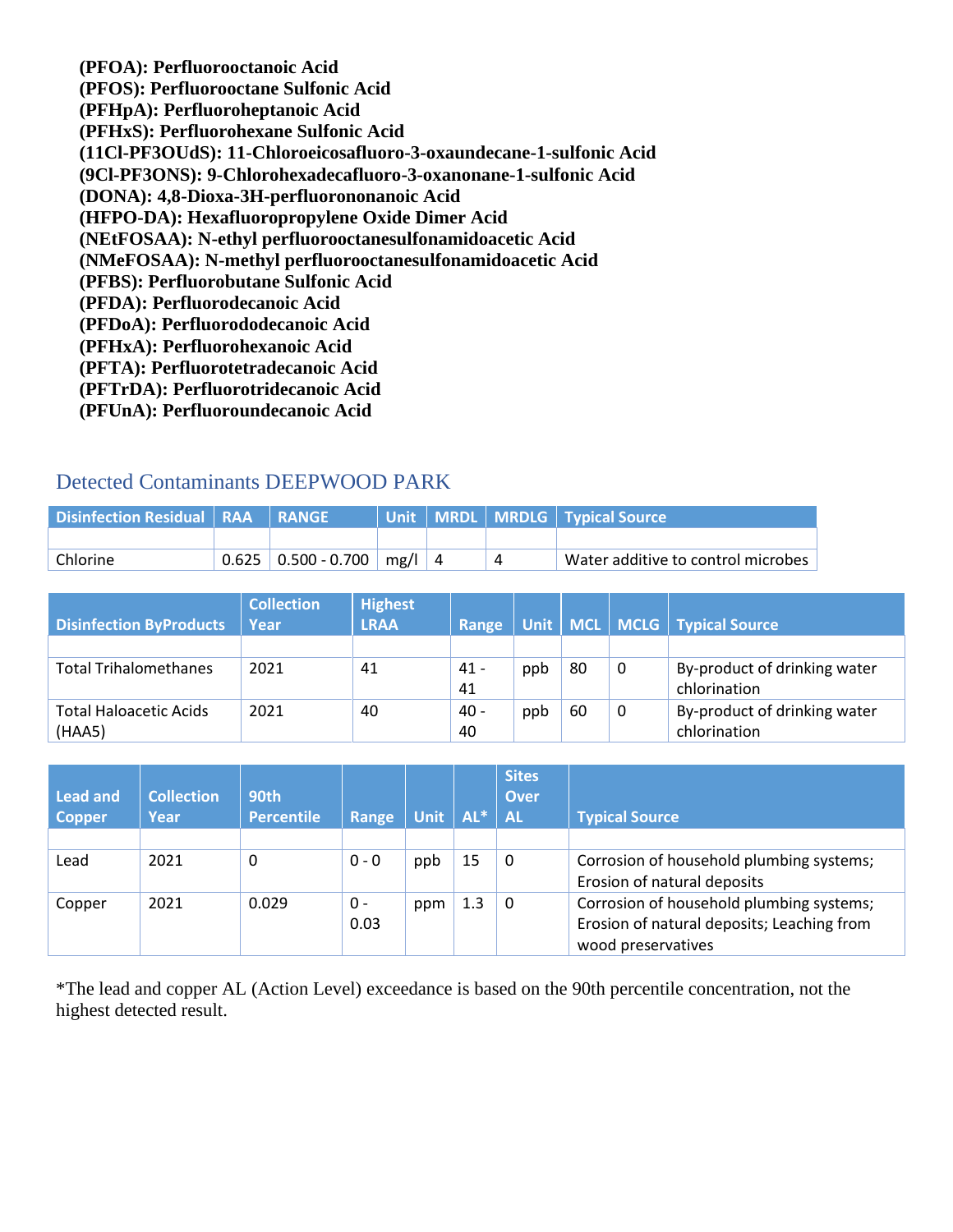**(PFOA): Perfluorooctanoic Acid**
**(PFOS): Perfluorooctane Sulfonic Acid**
**(PFHpA): Perfluoroheptanoic Acid**
**(PFHxS): Perfluorohexane Sulfonic Acid**
**(11Cl-PF3OUdS): 11-Chloroeicosafluoro-3-oxaundecane-1-sulfonic Acid**
**(9Cl-PF3ONS): 9-Chlorohexadecafluoro-3-oxanonane-1-sulfonic Acid**
**(DONA): 4,8-Dioxa-3H-perfluorononanoic Acid**
**(HFPO-DA): Hexafluoropropylene Oxide Dimer Acid**
**(NEtFOSAA): N-ethyl perfluorooctanesulfonamidoacetic Acid**
**(NMeFOSAA): N-methyl perfluorooctanesulfonamidoacetic Acid**
**(PFBS): Perfluorobutane Sulfonic Acid**
**(PFDA): Perfluorodecanoic Acid**
**(PFDoA): Perfluorododecanoic Acid**
**(PFHxA): Perfluorohexanoic Acid**
**(PFTA): Perfluorotetradecanoic Acid**
**(PFTrDA): Perfluorotridecanoic Acid**
**(PFUnA): Perfluoroundecanoic Acid**

## Detected Contaminants DEEPWOOD PARK

| Disinfection Residual | RAA | RANGE | Unit | MRDL | MRDLG | Typical Source |
|---|---|---|---|---|---|---|
| | | | | | | |
| Chlorine | 0.625 | 0.500 - 0.700 | mg/l | 4 | 4 | Water additive to control microbes |

| Disinfection ByProducts | Collection Year | Highest LRAA | Range | Unit | MCL | MCLG | Typical Source |
|---|---|---|---|---|---|---|---|
| | | | | | | | |
| Total Trihalomethanes | 2021 | 41 | 41 - 41 | ppb | 80 | 0 | By-product of drinking water chlorination |
| Total Haloacetic Acids (HAA5) | 2021 | 40 | 40 - 40 | ppb | 60 | 0 | By-product of drinking water chlorination |

| Lead and Copper | Collection Year | 90th Percentile | Range | Unit | AL* | Sites Over AL | Typical Source |
|---|---|---|---|---|---|---|---|
| | | | | | | | |
| Lead | 2021 | 0 | 0 - 0 | ppb | 15 | 0 | Corrosion of household plumbing systems; Erosion of natural deposits |
| Copper | 2021 | 0.029 | 0 - 0.03 | ppm | 1.3 | 0 | Corrosion of household plumbing systems; Erosion of natural deposits; Leaching from wood preservatives |

*The lead and copper AL (Action Level) exceedance is based on the 90th percentile concentration, not the highest detected result.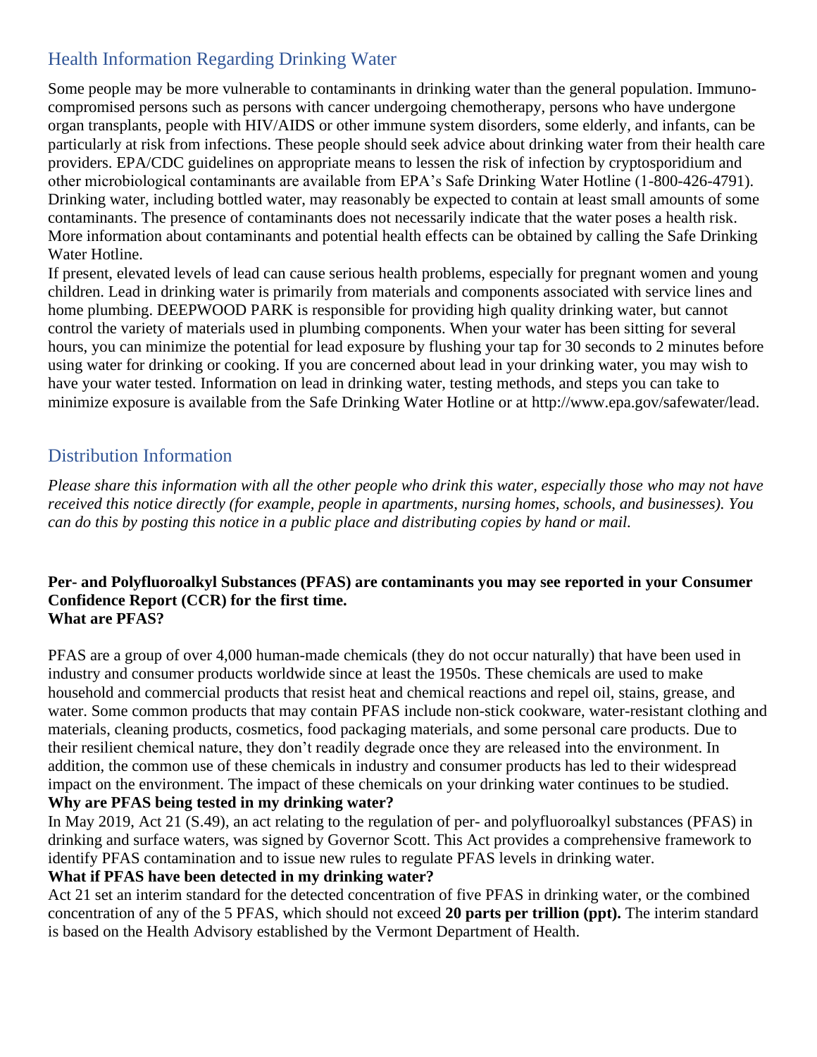## Health Information Regarding Drinking Water

Some people may be more vulnerable to contaminants in drinking water than the general population. Immuno-compromised persons such as persons with cancer undergoing chemotherapy, persons who have undergone organ transplants, people with HIV/AIDS or other immune system disorders, some elderly, and infants, can be particularly at risk from infections. These people should seek advice about drinking water from their health care providers. EPA/CDC guidelines on appropriate means to lessen the risk of infection by cryptosporidium and other microbiological contaminants are available from EPA's Safe Drinking Water Hotline (1-800-426-4791). Drinking water, including bottled water, may reasonably be expected to contain at least small amounts of some contaminants. The presence of contaminants does not necessarily indicate that the water poses a health risk. More information about contaminants and potential health effects can be obtained by calling the Safe Drinking Water Hotline.

If present, elevated levels of lead can cause serious health problems, especially for pregnant women and young children. Lead in drinking water is primarily from materials and components associated with service lines and home plumbing. DEEPWOOD PARK is responsible for providing high quality drinking water, but cannot control the variety of materials used in plumbing components. When your water has been sitting for several hours, you can minimize the potential for lead exposure by flushing your tap for 30 seconds to 2 minutes before using water for drinking or cooking. If you are concerned about lead in your drinking water, you may wish to have your water tested. Information on lead in drinking water, testing methods, and steps you can take to minimize exposure is available from the Safe Drinking Water Hotline or at http://www.epa.gov/safewater/lead.

## Distribution Information

*Please share this information with all the other people who drink this water, especially those who may not have received this notice directly (for example, people in apartments, nursing homes, schools, and businesses). You can do this by posting this notice in a public place and distributing copies by hand or mail.*

**Per- and Polyfluoroalkyl Substances (PFAS) are contaminants you may see reported in your Consumer Confidence Report (CCR) for the first time.**
**What are PFAS?**

PFAS are a group of over 4,000 human-made chemicals (they do not occur naturally) that have been used in industry and consumer products worldwide since at least the 1950s. These chemicals are used to make household and commercial products that resist heat and chemical reactions and repel oil, stains, grease, and water. Some common products that may contain PFAS include non-stick cookware, water-resistant clothing and materials, cleaning products, cosmetics, food packaging materials, and some personal care products. Due to their resilient chemical nature, they don't readily degrade once they are released into the environment. In addition, the common use of these chemicals in industry and consumer products has led to their widespread impact on the environment. The impact of these chemicals on your drinking water continues to be studied.

**Why are PFAS being tested in my drinking water?**

In May 2019, Act 21 (S.49), an act relating to the regulation of per- and polyfluoroalkyl substances (PFAS) in drinking and surface waters, was signed by Governor Scott. This Act provides a comprehensive framework to identify PFAS contamination and to issue new rules to regulate PFAS levels in drinking water.

**What if PFAS have been detected in my drinking water?**

Act 21 set an interim standard for the detected concentration of five PFAS in drinking water, or the combined concentration of any of the 5 PFAS, which should not exceed **20 parts per trillion (ppt).** The interim standard is based on the Health Advisory established by the Vermont Department of Health.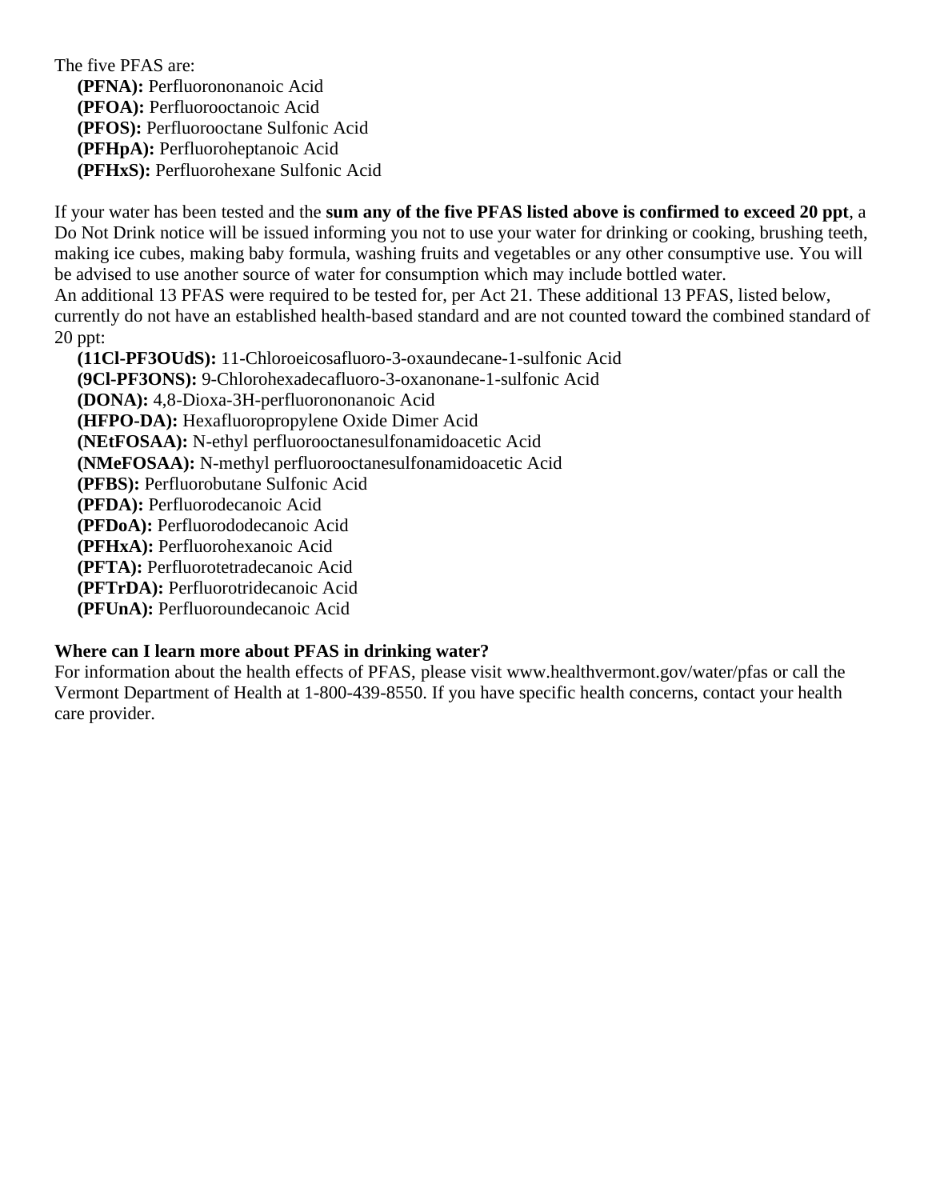The five PFAS are:

- **(PFNA):** Perfluorononanoic Acid
- **(PFOA):** Perfluorooctanoic Acid
- **(PFOS):** Perfluorooctane Sulfonic Acid
- **(PFHpA):** Perfluoroheptanoic Acid
- **(PFHxS):** Perfluorohexane Sulfonic Acid

If your water has been tested and the **sum any of the five PFAS listed above is confirmed to exceed 20 ppt**, a Do Not Drink notice will be issued informing you not to use your water for drinking or cooking, brushing teeth, making ice cubes, making baby formula, washing fruits and vegetables or any other consumptive use. You will be advised to use another source of water for consumption which may include bottled water.
An additional 13 PFAS were required to be tested for, per Act 21. These additional 13 PFAS, listed below, currently do not have an established health-based standard and are not counted toward the combined standard of 20 ppt:

- **(11Cl-PF3OUdS):** 11-Chloroeicosafluoro-3-oxaundecane-1-sulfonic Acid
- **(9Cl-PF3ONS):** 9-Chlorohexadecafluoro-3-oxanonane-1-sulfonic Acid
- **(DONA):** 4,8-Dioxa-3H-perfluorononanoic Acid
- **(HFPO-DA):** Hexafluoropropylene Oxide Dimer Acid
- **(NEtFOSAA):** N-ethyl perfluorooctanesulfonamidoacetic Acid
- **(NMeFOSAA):** N-methyl perfluorooctanesulfonamidoacetic Acid
- **(PFBS):** Perfluorobutane Sulfonic Acid
- **(PFDA):** Perfluorodecanoic Acid
- **(PFDoA):** Perfluorododecanoic Acid
- **(PFHxA):** Perfluorohexanoic Acid
- **(PFTA):** Perfluorotetradecanoic Acid
- **(PFTrDA):** Perfluorotridecanoic Acid
- **(PFUnA):** Perfluoroundecanoic Acid

**Where can I learn more about PFAS in drinking water?**
For information about the health effects of PFAS, please visit www.healthvermont.gov/water/pfas or call the Vermont Department of Health at 1-800-439-8550. If you have specific health concerns, contact your health care provider.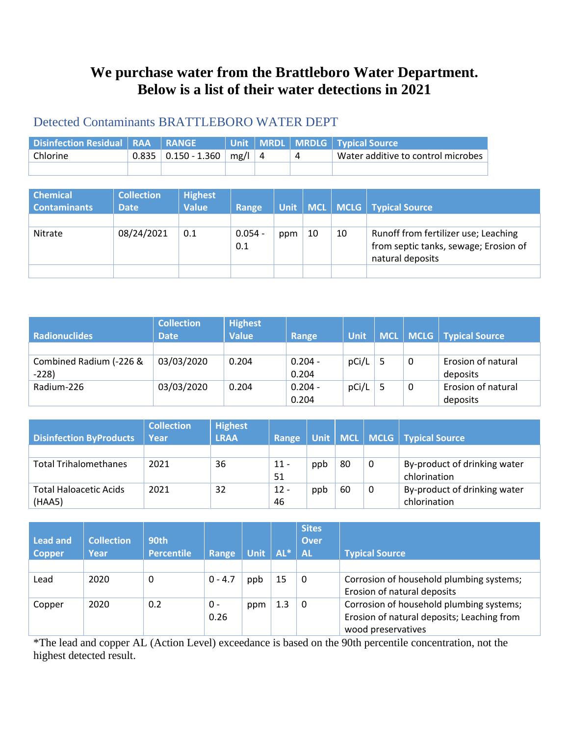# We purchase water from the Brattleboro Water Department. Below is a list of their water detections in 2021

## Detected Contaminants BRATTLEBORO WATER DEPT

| Disinfection Residual | RAA | RANGE | Unit | MRDL | MRDLG | Typical Source |
|---|---|---|---|---|---|---|
| Chlorine | 0.835 | 0.150 - 1.360 | mg/l | 4 | 4 | Water additive to control microbes |
| | | | | | | |

| Chemical Contaminants | Collection Date | Highest Value | Range | Unit | MCL | MCLG | Typical Source |
|---|---|---|---|---|---|---|---|
| | | | | | | | |
| Nitrate | 08/24/2021 | 0.1 | 0.054 - 0.1 | ppm | 10 | 10 | Runoff from fertilizer use; Leaching from septic tanks, sewage; Erosion of natural deposits |
| | | | | | | | |

| Radionuclides | Collection Date | Highest Value | Range | Unit | MCL | MCLG | Typical Source |
|---|---|---|---|---|---|---|---|
| | | | | | | | |
| Combined Radium (-226 & -228) | 03/03/2020 | 0.204 | 0.204 - 0.204 | pCi/L | 5 | 0 | Erosion of natural deposits |
| Radium-226 | 03/03/2020 | 0.204 | 0.204 - 0.204 | pCi/L | 5 | 0 | Erosion of natural deposits |

| Disinfection ByProducts | Collection Year | Highest LRAA | Range | Unit | MCL | MCLG | Typical Source |
|---|---|---|---|---|---|---|---|
| | | | | | | | |
| Total Trihalomethanes | 2021 | 36 | 11 - 51 | ppb | 80 | 0 | By-product of drinking water chlorination |
| Total Haloacetic Acids (HAA5) | 2021 | 32 | 12 - 46 | ppb | 60 | 0 | By-product of drinking water chlorination |

| Lead and Copper | Collection Year | 90th Percentile | Range | Unit | AL* | Sites Over AL | Typical Source |
|---|---|---|---|---|---|---|---|
| | | | | | | | |
| Lead | 2020 | 0 | 0 - 4.7 | ppb | 15 | 0 | Corrosion of household plumbing systems; Erosion of natural deposits |
| Copper | 2020 | 0.2 | 0 - 0.26 | ppm | 1.3 | 0 | Corrosion of household plumbing systems; Erosion of natural deposits; Leaching from wood preservatives |

*The lead and copper AL (Action Level) exceedance is based on the 90th percentile concentration, not the highest detected result.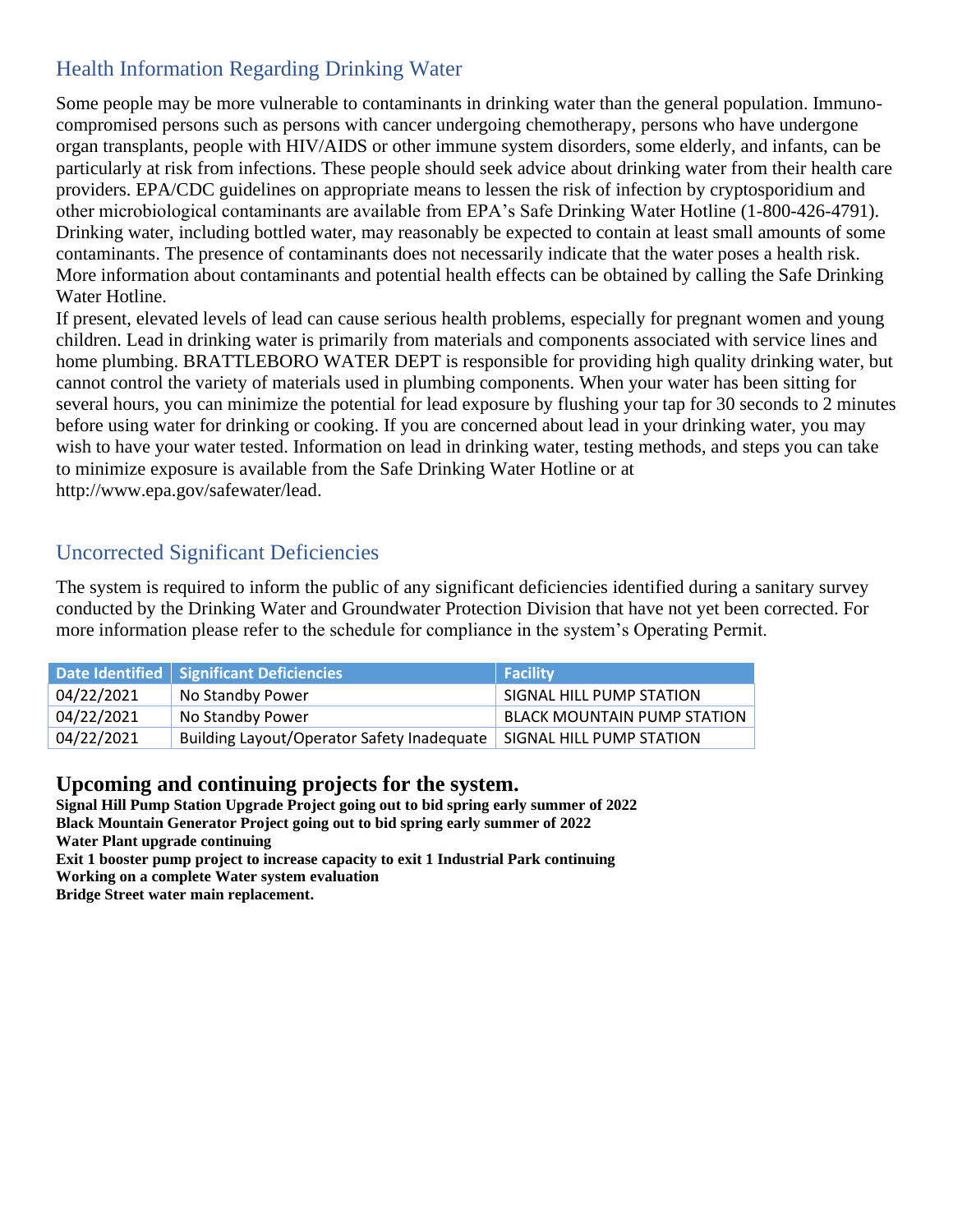## Health Information Regarding Drinking Water

Some people may be more vulnerable to contaminants in drinking water than the general population. Immuno-compromised persons such as persons with cancer undergoing chemotherapy, persons who have undergone organ transplants, people with HIV/AIDS or other immune system disorders, some elderly, and infants, can be particularly at risk from infections. These people should seek advice about drinking water from their health care providers. EPA/CDC guidelines on appropriate means to lessen the risk of infection by cryptosporidium and other microbiological contaminants are available from EPA's Safe Drinking Water Hotline (1-800-426-4791). Drinking water, including bottled water, may reasonably be expected to contain at least small amounts of some contaminants. The presence of contaminants does not necessarily indicate that the water poses a health risk. More information about contaminants and potential health effects can be obtained by calling the Safe Drinking Water Hotline.

If present, elevated levels of lead can cause serious health problems, especially for pregnant women and young children. Lead in drinking water is primarily from materials and components associated with service lines and home plumbing. BRATTLEBORO WATER DEPT is responsible for providing high quality drinking water, but cannot control the variety of materials used in plumbing components. When your water has been sitting for several hours, you can minimize the potential for lead exposure by flushing your tap for 30 seconds to 2 minutes before using water for drinking or cooking. If you are concerned about lead in your drinking water, you may wish to have your water tested. Information on lead in drinking water, testing methods, and steps you can take to minimize exposure is available from the Safe Drinking Water Hotline or at http://www.epa.gov/safewater/lead.

## Uncorrected Significant Deficiencies

The system is required to inform the public of any significant deficiencies identified during a sanitary survey conducted by the Drinking Water and Groundwater Protection Division that have not yet been corrected. For more information please refer to the schedule for compliance in the system's Operating Permit.

| Date Identified | Significant Deficiencies | Facility |
|---|---|---|
| 04/22/2021 | No Standby Power | SIGNAL HILL PUMP STATION |
| 04/22/2021 | No Standby Power | BLACK MOUNTAIN PUMP STATION |
| 04/22/2021 | Building Layout/Operator Safety Inadequate | SIGNAL HILL PUMP STATION |

## Upcoming and continuing projects for the system.

**Signal Hill Pump Station Upgrade Project going out to bid spring early summer of 2022**
**Black Mountain Generator Project going out to bid spring early summer of 2022**
**Water Plant upgrade continuing**
**Exit 1 booster pump project to increase capacity to exit 1 Industrial Park continuing**
**Working on a complete Water system evaluation**
**Bridge Street water main replacement.**